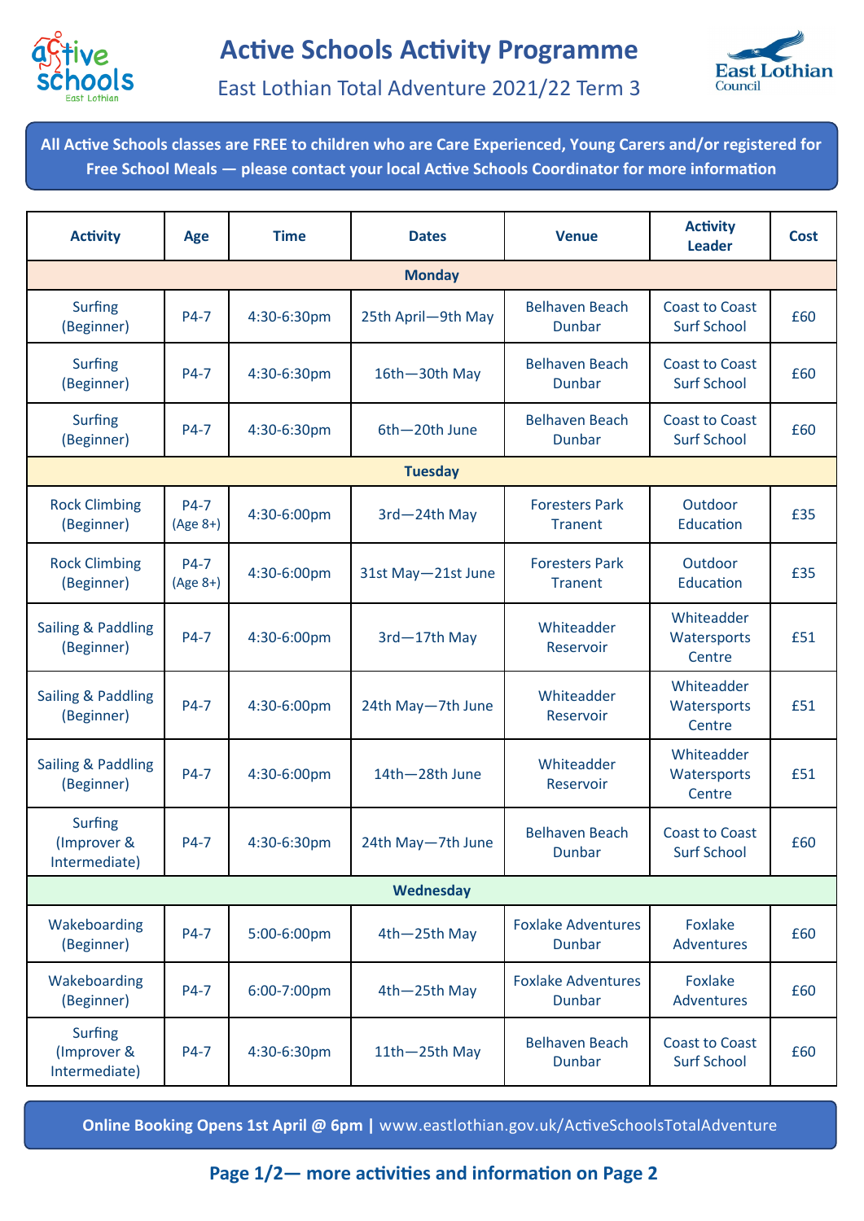# Active Schools Activity Programme

## East Lothian Total Adventure 2021/22 Term 3

**All Active Schools classes are FREE to children who are Care Experienced, Young Carers and/or registered for Free School Meals — please contact your local Active Schools Coordinator for more information**

| Activity | Age | Time | Dates | Venue | Activity Leader | Cost |
|---|---|---|---|---|---|---|
| **Monday** | | | | | | |
| Surfing (Beginner) | P4-7 | 4:30-6:30pm | 25th April—9th May | Belhaven Beach Dunbar | Coast to Coast Surf School | £60 |
| Surfing (Beginner) | P4-7 | 4:30-6:30pm | 16th—30th May | Belhaven Beach Dunbar | Coast to Coast Surf School | £60 |
| Surfing (Beginner) | P4-7 | 4:30-6:30pm | 6th—20th June | Belhaven Beach Dunbar | Coast to Coast Surf School | £60 |
| **Tuesday** | | | | | | |
| Rock Climbing (Beginner) | P4-7 (Age 8+) | 4:30-6:00pm | 3rd—24th May | Foresters Park Tranent | Outdoor Education | £35 |
| Rock Climbing (Beginner) | P4-7 (Age 8+) | 4:30-6:00pm | 31st May—21st June | Foresters Park Tranent | Outdoor Education | £35 |
| Sailing & Paddling (Beginner) | P4-7 | 4:30-6:00pm | 3rd—17th May | Whiteadder Reservoir | Whiteadder Watersports Centre | £51 |
| Sailing & Paddling (Beginner) | P4-7 | 4:30-6:00pm | 24th May—7th June | Whiteadder Reservoir | Whiteadder Watersports Centre | £51 |
| Sailing & Paddling (Beginner) | P4-7 | 4:30-6:00pm | 14th—28th June | Whiteadder Reservoir | Whiteadder Watersports Centre | £51 |
| Surfing (Improver & Intermediate) | P4-7 | 4:30-6:30pm | 24th May—7th June | Belhaven Beach Dunbar | Coast to Coast Surf School | £60 |
| **Wednesday** | | | | | | |
| Wakeboarding (Beginner) | P4-7 | 5:00-6:00pm | 4th—25th May | Foxlake Adventures Dunbar | Foxlake Adventures | £60 |
| Wakeboarding (Beginner) | P4-7 | 6:00-7:00pm | 4th—25th May | Foxlake Adventures Dunbar | Foxlake Adventures | £60 |
| Surfing (Improver & Intermediate) | P4-7 | 4:30-6:30pm | 11th—25th May | Belhaven Beach Dunbar | Coast to Coast Surf School | £60 |

**Online Booking Opens 1st April @ 6pm |** www.eastlothian.gov.uk/ActiveSchoolsTotalAdventure

**Page 1/2— more activities and information on Page 2**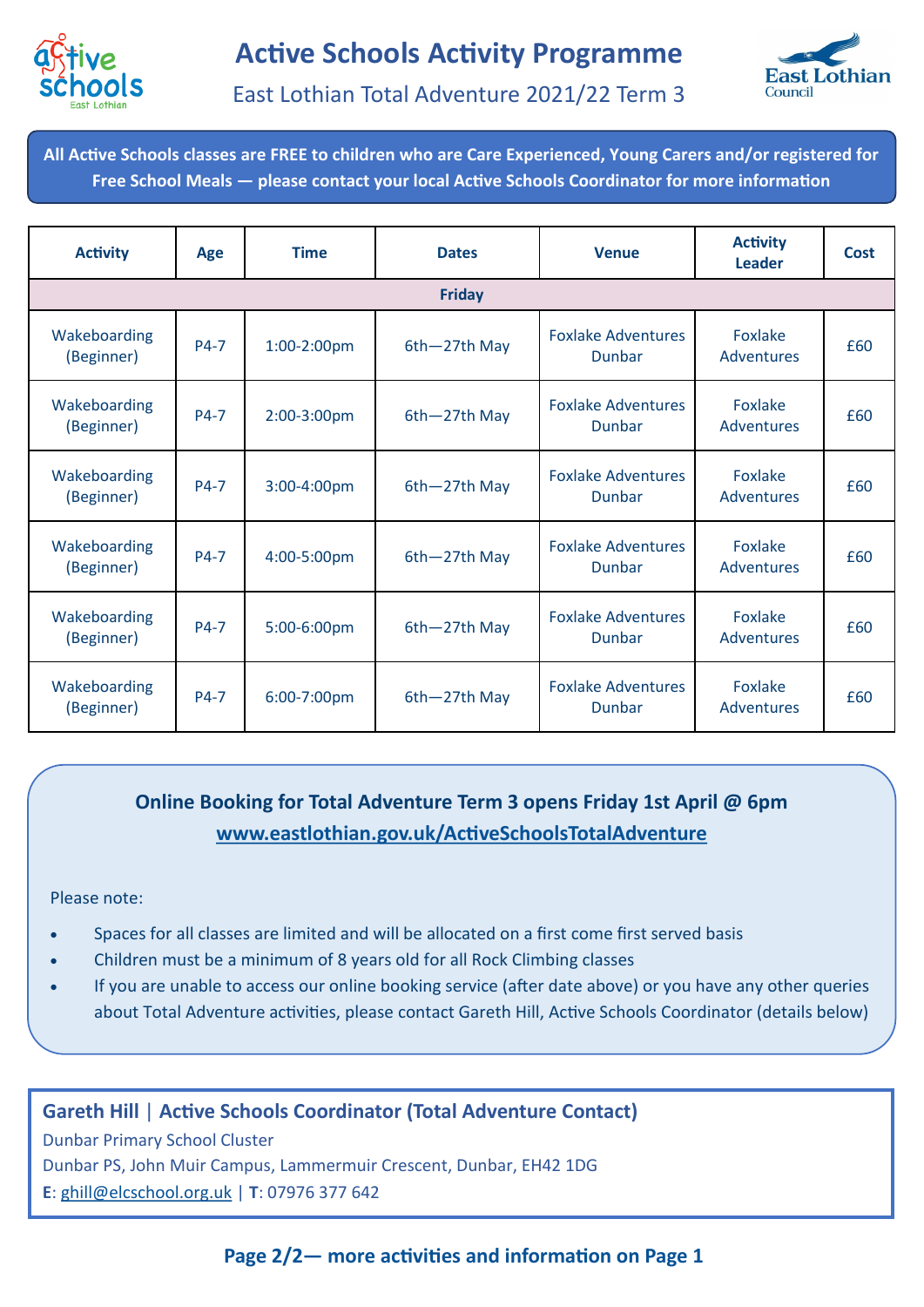# Active Schools Activity Programme

East Lothian Total Adventure 2021/22 Term 3

**All Active Schools classes are FREE to children who are Care Experienced, Young Carers and/or registered for Free School Meals — please contact your local Active Schools Coordinator for more information**

| Activity | Age | Time | Dates | Venue | Activity Leader | Cost |
|---|---|---|---|---|---|---|
| **Friday** | | | | | | |
| Wakeboarding (Beginner) | P4-7 | 1:00-2:00pm | 6th—27th May | Foxlake Adventures Dunbar | Foxlake Adventures | £60 |
| Wakeboarding (Beginner) | P4-7 | 2:00-3:00pm | 6th—27th May | Foxlake Adventures Dunbar | Foxlake Adventures | £60 |
| Wakeboarding (Beginner) | P4-7 | 3:00-4:00pm | 6th—27th May | Foxlake Adventures Dunbar | Foxlake Adventures | £60 |
| Wakeboarding (Beginner) | P4-7 | 4:00-5:00pm | 6th—27th May | Foxlake Adventures Dunbar | Foxlake Adventures | £60 |
| Wakeboarding (Beginner) | P4-7 | 5:00-6:00pm | 6th—27th May | Foxlake Adventures Dunbar | Foxlake Adventures | £60 |
| Wakeboarding (Beginner) | P4-7 | 6:00-7:00pm | 6th—27th May | Foxlake Adventures Dunbar | Foxlake Adventures | £60 |

**Online Booking for Total Adventure Term 3 opens Friday 1st April @ 6pm**
**www.eastlothian.gov.uk/ActiveSchoolsTotalAdventure**

Please note:

- Spaces for all classes are limited and will be allocated on a first come first served basis
- Children must be a minimum of 8 years old for all Rock Climbing classes
- If you are unable to access our online booking service (after date above) or you have any other queries about Total Adventure activities, please contact Gareth Hill, Active Schools Coordinator (details below)

**Gareth Hill | Active Schools Coordinator (Total Adventure Contact)**
Dunbar Primary School Cluster
Dunbar PS, John Muir Campus, Lammermuir Crescent, Dunbar, EH42 1DG
**E**: ghill@elcschool.org.uk | **T**: 07976 377 642

**Page 2/2— more activities and information on Page 1**